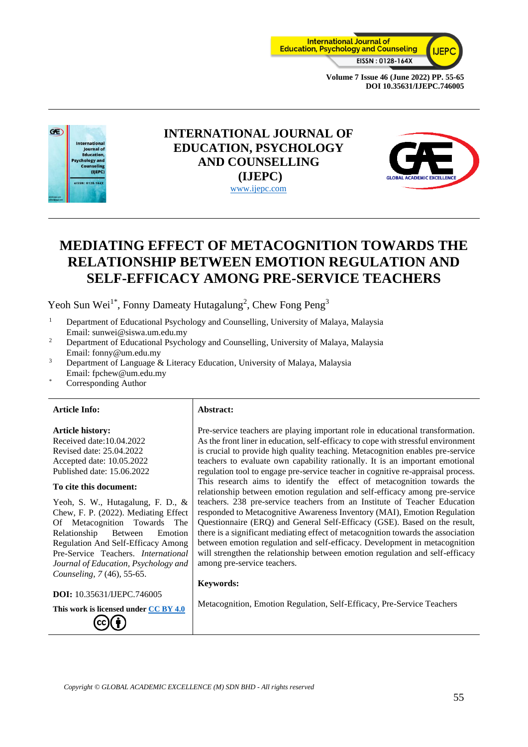# INTERNATIONAL JOURNAL OF EDUCATION, PSYCHOLOGY AND COUNSELLING (IJEPC)

www.ijepc.com

# MEDIATING EFFECT OF METACOGNITION TOWARDS THE RELATIONSHIP BETWEEN EMOTION REGULATION AND SELF-EFFICACY AMONG PRE-SERVICE TEACHERS

Yeoh Sun Wei[1*], Fonny Dameaty Hutagalung[2], Chew Fong Peng[3]

[1] Department of Educational Psychology and Counselling, University of Malaya, Malaysia
Email: sunwei@siswa.um.edu.my

[2] Department of Educational Psychology and Counselling, University of Malaya, Malaysia
Email: fonny@um.edu.my

[3] Department of Language & Literacy Education, University of Malaya, Malaysia
Email: fpchew@um.edu.my

[*] Corresponding Author

**Article Info:**

**Article history:**
Received date:10.04.2022
Revised date: 25.04.2022
Accepted date: 10.05.2022
Published date: 15.06.2022

**To cite this document:**

Yeoh, S. W., Hutagalung, F. D., & Chew, F. P. (2022). Mediating Effect Of Metacognition Towards The Relationship Between Emotion Regulation And Self-Efficacy Among Pre-Service Teachers. *International Journal of Education, Psychology and Counseling*, *7* (46), 55-65.

**DOI:** 10.35631/IJEPC.746005

**This work is licensed under CC BY 4.0**

**Abstract:**

Pre-service teachers are playing important role in educational transformation. As the front liner in education, self-efficacy to cope with stressful environment is crucial to provide high quality teaching. Metacognition enables pre-service teachers to evaluate own capability rationally. It is an important emotional regulation tool to engage pre-service teacher in cognitive re-appraisal process. This research aims to identify the effect of metacognition towards the relationship between emotion regulation and self-efficacy among pre-service teachers. 238 pre-service teachers from an Institute of Teacher Education responded to Metacognitive Awareness Inventory (MAI), Emotion Regulation Questionnaire (ERQ) and General Self-Efficacy (GSE). Based on the result, there is a significant mediating effect of metacognition towards the association between emotion regulation and self-efficacy. Development in metacognition will strengthen the relationship between emotion regulation and self-efficacy among pre-service teachers.

**Keywords:**

Metacognition, Emotion Regulation, Self-Efficacy, Pre-Service Teachers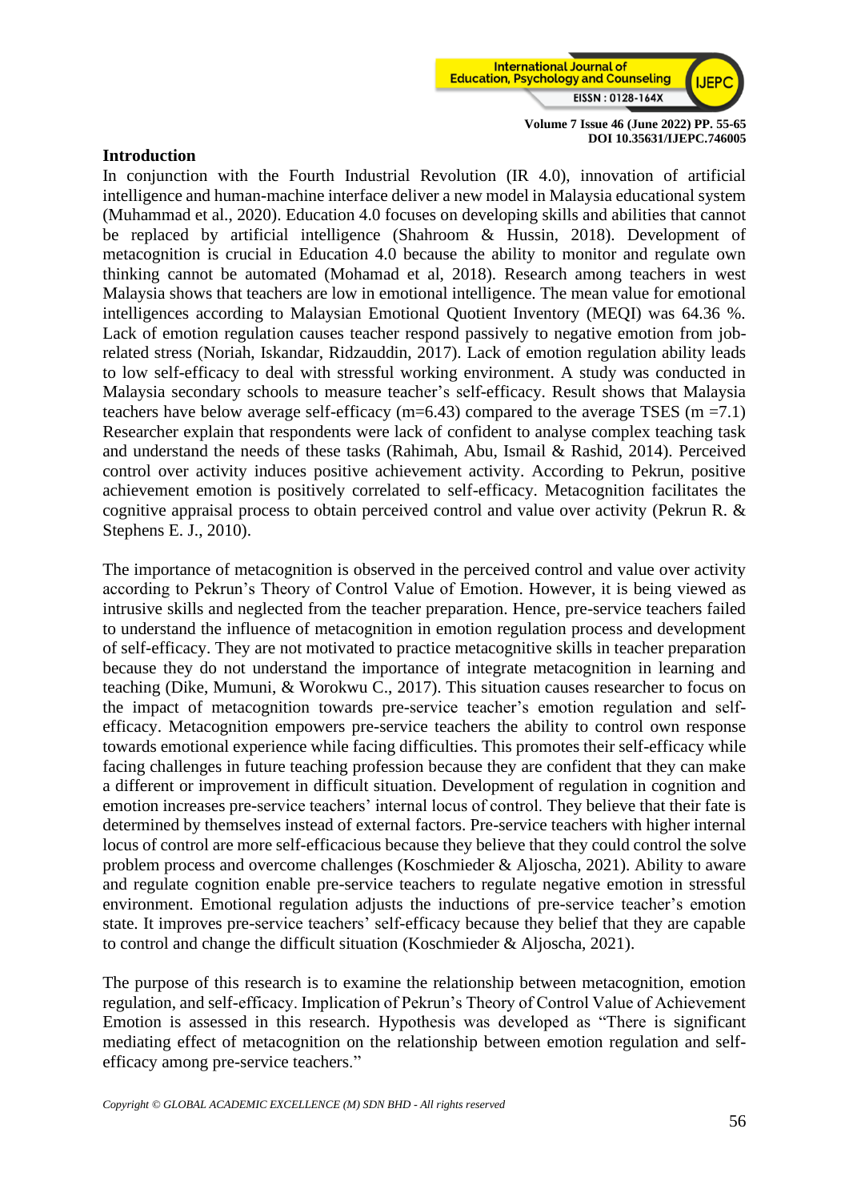## Introduction

In conjunction with the Fourth Industrial Revolution (IR 4.0), innovation of artificial intelligence and human-machine interface deliver a new model in Malaysia educational system (Muhammad et al., 2020). Education 4.0 focuses on developing skills and abilities that cannot be replaced by artificial intelligence (Shahroom & Hussin, 2018). Development of metacognition is crucial in Education 4.0 because the ability to monitor and regulate own thinking cannot be automated (Mohamad et al, 2018). Research among teachers in west Malaysia shows that teachers are low in emotional intelligence. The mean value for emotional intelligences according to Malaysian Emotional Quotient Inventory (MEQI) was 64.36 %. Lack of emotion regulation causes teacher respond passively to negative emotion from job-related stress (Noriah, Iskandar, Ridzauddin, 2017). Lack of emotion regulation ability leads to low self-efficacy to deal with stressful working environment. A study was conducted in Malaysia secondary schools to measure teacher's self-efficacy. Result shows that Malaysia teachers have below average self-efficacy (m=6.43) compared to the average TSES (m =7.1) Researcher explain that respondents were lack of confident to analyse complex teaching task and understand the needs of these tasks (Rahimah, Abu, Ismail & Rashid, 2014). Perceived control over activity induces positive achievement activity. According to Pekrun, positive achievement emotion is positively correlated to self-efficacy. Metacognition facilitates the cognitive appraisal process to obtain perceived control and value over activity (Pekrun R. & Stephens E. J., 2010).

The importance of metacognition is observed in the perceived control and value over activity according to Pekrun's Theory of Control Value of Emotion. However, it is being viewed as intrusive skills and neglected from the teacher preparation. Hence, pre-service teachers failed to understand the influence of metacognition in emotion regulation process and development of self-efficacy. They are not motivated to practice metacognitive skills in teacher preparation because they do not understand the importance of integrate metacognition in learning and teaching (Dike, Mumuni, & Worokwu C., 2017). This situation causes researcher to focus on the impact of metacognition towards pre-service teacher's emotion regulation and self-efficacy. Metacognition empowers pre-service teachers the ability to control own response towards emotional experience while facing difficulties. This promotes their self-efficacy while facing challenges in future teaching profession because they are confident that they can make a different or improvement in difficult situation. Development of regulation in cognition and emotion increases pre-service teachers' internal locus of control. They believe that their fate is determined by themselves instead of external factors. Pre-service teachers with higher internal locus of control are more self-efficacious because they believe that they could control the solve problem process and overcome challenges (Koschmieder & Aljoscha, 2021). Ability to aware and regulate cognition enable pre-service teachers to regulate negative emotion in stressful environment. Emotional regulation adjusts the inductions of pre-service teacher's emotion state. It improves pre-service teachers' self-efficacy because they belief that they are capable to control and change the difficult situation (Koschmieder & Aljoscha, 2021).

The purpose of this research is to examine the relationship between metacognition, emotion regulation, and self-efficacy. Implication of Pekrun's Theory of Control Value of Achievement Emotion is assessed in this research. Hypothesis was developed as "There is significant mediating effect of metacognition on the relationship between emotion regulation and self-efficacy among pre-service teachers."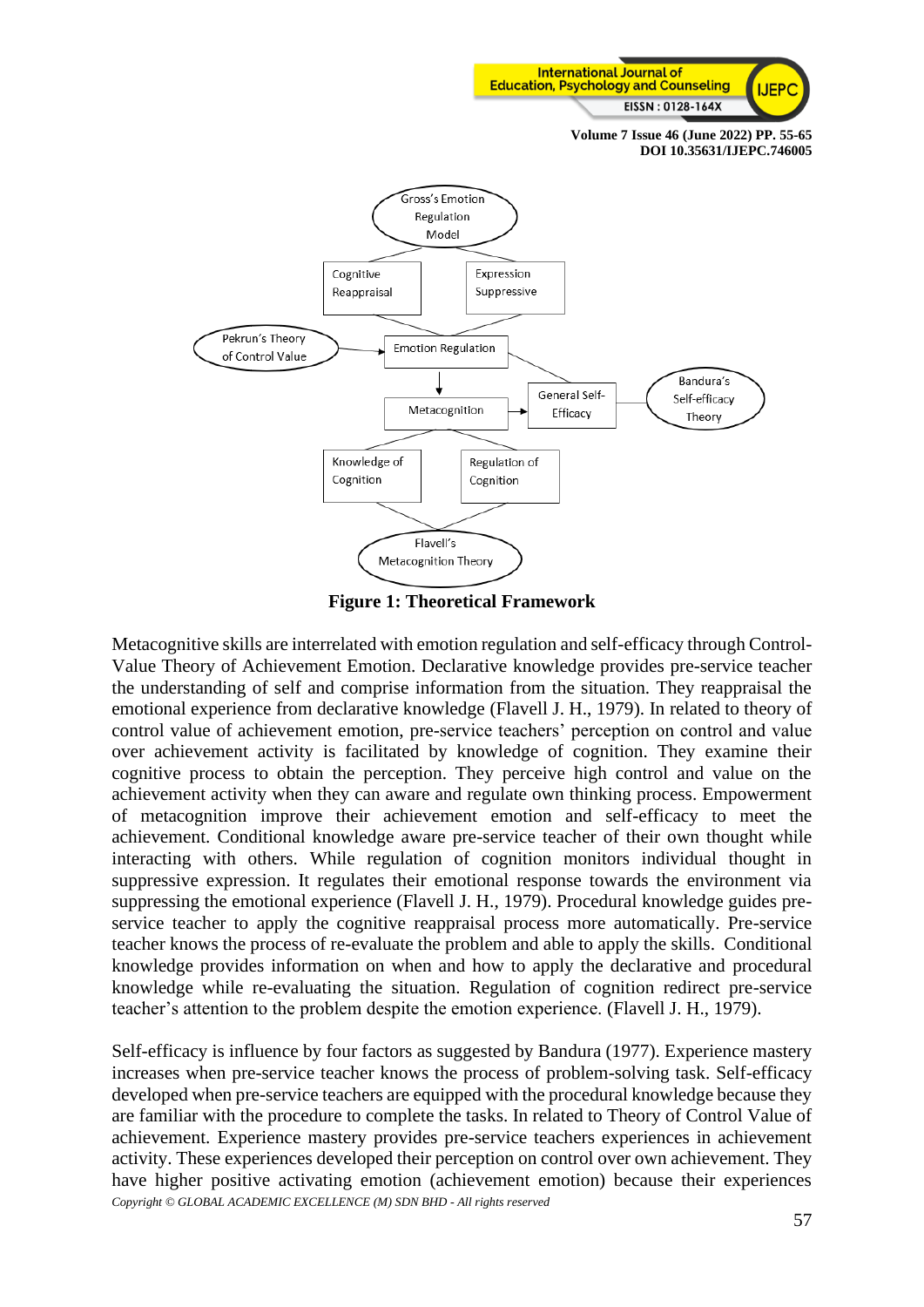Figure 1: Theoretical Framework

Metacognitive skills are interrelated with emotion regulation and self-efficacy through Control-Value Theory of Achievement Emotion. Declarative knowledge provides pre-service teacher the understanding of self and comprise information from the situation. They reappraisal the emotional experience from declarative knowledge (Flavell J. H., 1979). In related to theory of control value of achievement emotion, pre-service teachers' perception on control and value over achievement activity is facilitated by knowledge of cognition. They examine their cognitive process to obtain the perception. They perceive high control and value on the achievement activity when they can aware and regulate own thinking process. Empowerment of metacognition improve their achievement emotion and self-efficacy to meet the achievement. Conditional knowledge aware pre-service teacher of their own thought while interacting with others. While regulation of cognition monitors individual thought in suppressive expression. It regulates their emotional response towards the environment via suppressing the emotional experience (Flavell J. H., 1979). Procedural knowledge guides pre-service teacher to apply the cognitive reappraisal process more automatically. Pre-service teacher knows the process of re-evaluate the problem and able to apply the skills. Conditional knowledge provides information on when and how to apply the declarative and procedural knowledge while re-evaluating the situation. Regulation of cognition redirect pre-service teacher's attention to the problem despite the emotion experience. (Flavell J. H., 1979).

Self-efficacy is influence by four factors as suggested by Bandura (1977). Experience mastery increases when pre-service teacher knows the process of problem-solving task. Self-efficacy developed when pre-service teachers are equipped with the procedural knowledge because they are familiar with the procedure to complete the tasks. In related to Theory of Control Value of achievement. Experience mastery provides pre-service teachers experiences in achievement activity. These experiences developed their perception on control over own achievement. They have higher positive activating emotion (achievement emotion) because their experiences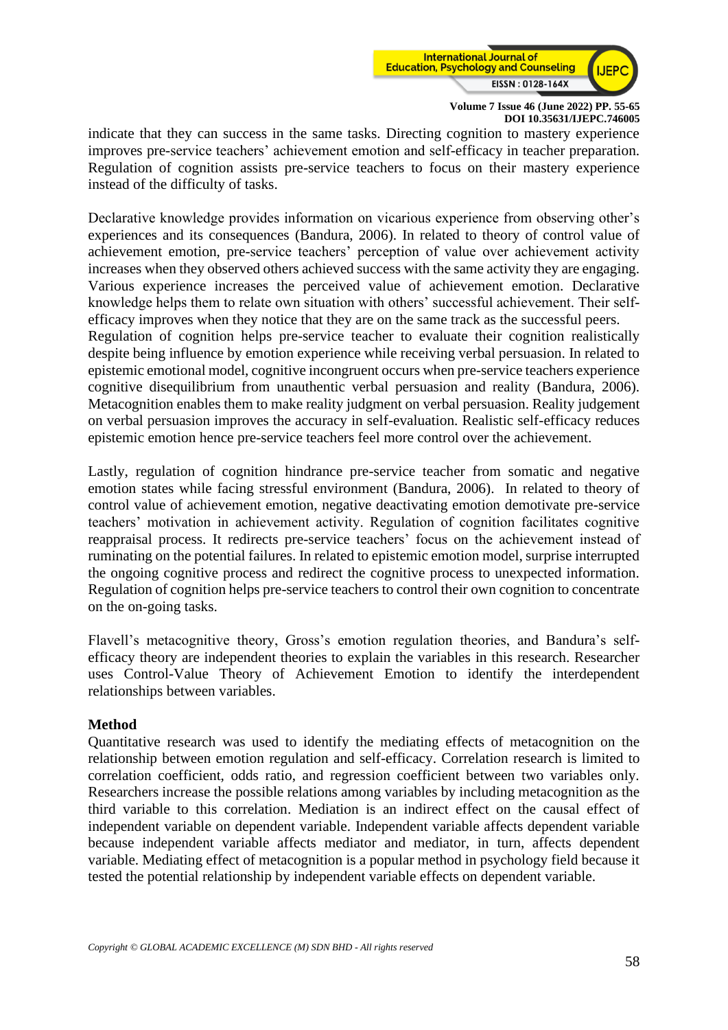indicate that they can success in the same tasks. Directing cognition to mastery experience improves pre-service teachers' achievement emotion and self-efficacy in teacher preparation. Regulation of cognition assists pre-service teachers to focus on their mastery experience instead of the difficulty of tasks.

Declarative knowledge provides information on vicarious experience from observing other's experiences and its consequences (Bandura, 2006). In related to theory of control value of achievement emotion, pre-service teachers' perception of value over achievement activity increases when they observed others achieved success with the same activity they are engaging. Various experience increases the perceived value of achievement emotion. Declarative knowledge helps them to relate own situation with others' successful achievement. Their self-efficacy improves when they notice that they are on the same track as the successful peers.
Regulation of cognition helps pre-service teacher to evaluate their cognition realistically despite being influence by emotion experience while receiving verbal persuasion. In related to epistemic emotional model, cognitive incongruent occurs when pre-service teachers experience cognitive disequilibrium from unauthentic verbal persuasion and reality (Bandura, 2006). Metacognition enables them to make reality judgment on verbal persuasion. Reality judgement on verbal persuasion improves the accuracy in self-evaluation. Realistic self-efficacy reduces epistemic emotion hence pre-service teachers feel more control over the achievement.

Lastly, regulation of cognition hindrance pre-service teacher from somatic and negative emotion states while facing stressful environment (Bandura, 2006). In related to theory of control value of achievement emotion, negative deactivating emotion demotivate pre-service teachers' motivation in achievement activity. Regulation of cognition facilitates cognitive reappraisal process. It redirects pre-service teachers' focus on the achievement instead of ruminating on the potential failures. In related to epistemic emotion model, surprise interrupted the ongoing cognitive process and redirect the cognitive process to unexpected information. Regulation of cognition helps pre-service teachers to control their own cognition to concentrate on the on-going tasks.

Flavell's metacognitive theory, Gross's emotion regulation theories, and Bandura's self-efficacy theory are independent theories to explain the variables in this research. Researcher uses Control-Value Theory of Achievement Emotion to identify the interdependent relationships between variables.

## Method

Quantitative research was used to identify the mediating effects of metacognition on the relationship between emotion regulation and self-efficacy. Correlation research is limited to correlation coefficient, odds ratio, and regression coefficient between two variables only. Researchers increase the possible relations among variables by including metacognition as the third variable to this correlation. Mediation is an indirect effect on the causal effect of independent variable on dependent variable. Independent variable affects dependent variable because independent variable affects mediator and mediator, in turn, affects dependent variable. Mediating effect of metacognition is a popular method in psychology field because it tested the potential relationship by independent variable effects on dependent variable.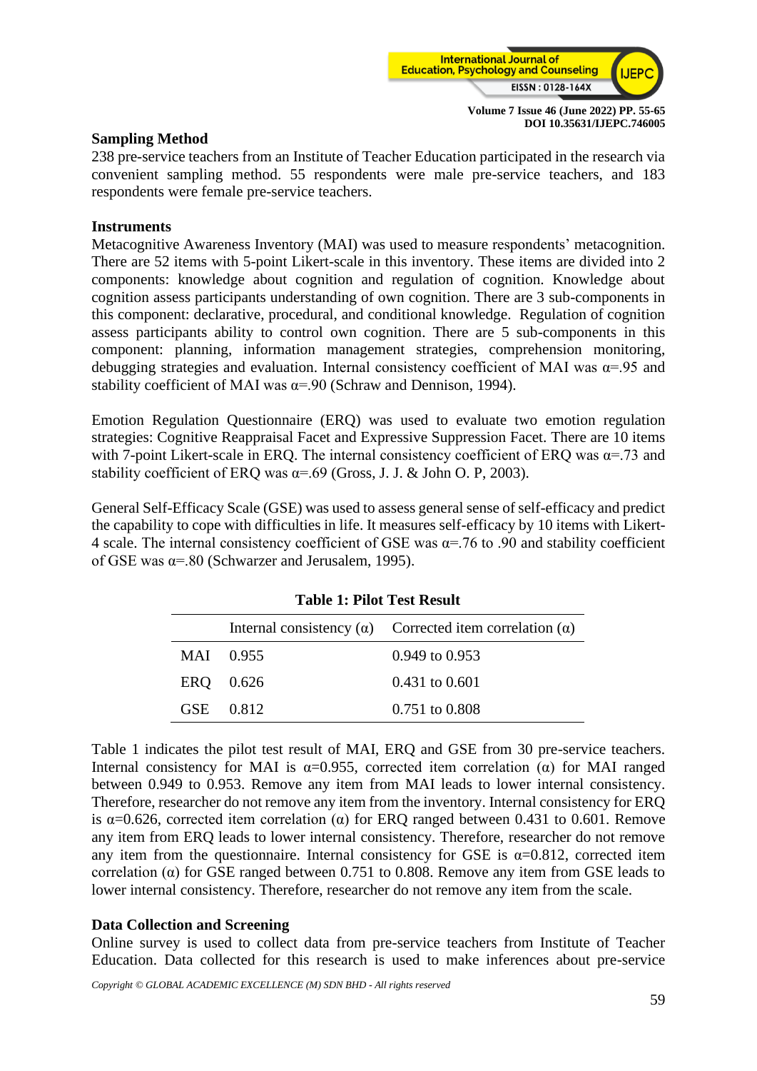## Sampling Method

238 pre-service teachers from an Institute of Teacher Education participated in the research via convenient sampling method. 55 respondents were male pre-service teachers, and 183 respondents were female pre-service teachers.

## Instruments

Metacognitive Awareness Inventory (MAI) was used to measure respondents' metacognition. There are 52 items with 5-point Likert-scale in this inventory. These items are divided into 2 components: knowledge about cognition and regulation of cognition. Knowledge about cognition assess participants understanding of own cognition. There are 3 sub-components in this component: declarative, procedural, and conditional knowledge. Regulation of cognition assess participants ability to control own cognition. There are 5 sub-components in this component: planning, information management strategies, comprehension monitoring, debugging strategies and evaluation. Internal consistency coefficient of MAI was α=.95 and stability coefficient of MAI was α=.90 (Schraw and Dennison, 1994).

Emotion Regulation Questionnaire (ERQ) was used to evaluate two emotion regulation strategies: Cognitive Reappraisal Facet and Expressive Suppression Facet. There are 10 items with 7-point Likert-scale in ERQ. The internal consistency coefficient of ERQ was α=.73 and stability coefficient of ERQ was α=.69 (Gross, J. J. & John O. P, 2003).

General Self-Efficacy Scale (GSE) was used to assess general sense of self-efficacy and predict the capability to cope with difficulties in life. It measures self-efficacy by 10 items with Likert-4 scale. The internal consistency coefficient of GSE was α=.76 to .90 and stability coefficient of GSE was α=.80 (Schwarzer and Jerusalem, 1995).

**Table 1: Pilot Test Result**

| | Internal consistency (α) | Corrected item correlation (α) |
|---|---|---|
| MAI | 0.955 | 0.949 to 0.953 |
| ERQ | 0.626 | 0.431 to 0.601 |
| GSE | 0.812 | 0.751 to 0.808 |

Table 1 indicates the pilot test result of MAI, ERQ and GSE from 30 pre-service teachers. Internal consistency for MAI is α=0.955, corrected item correlation (α) for MAI ranged between 0.949 to 0.953. Remove any item from MAI leads to lower internal consistency. Therefore, researcher do not remove any item from the inventory. Internal consistency for ERQ is α=0.626, corrected item correlation (α) for ERQ ranged between 0.431 to 0.601. Remove any item from ERQ leads to lower internal consistency. Therefore, researcher do not remove any item from the questionnaire. Internal consistency for GSE is α=0.812, corrected item correlation (α) for GSE ranged between 0.751 to 0.808. Remove any item from GSE leads to lower internal consistency. Therefore, researcher do not remove any item from the scale.

## Data Collection and Screening

Online survey is used to collect data from pre-service teachers from Institute of Teacher Education. Data collected for this research is used to make inferences about pre-service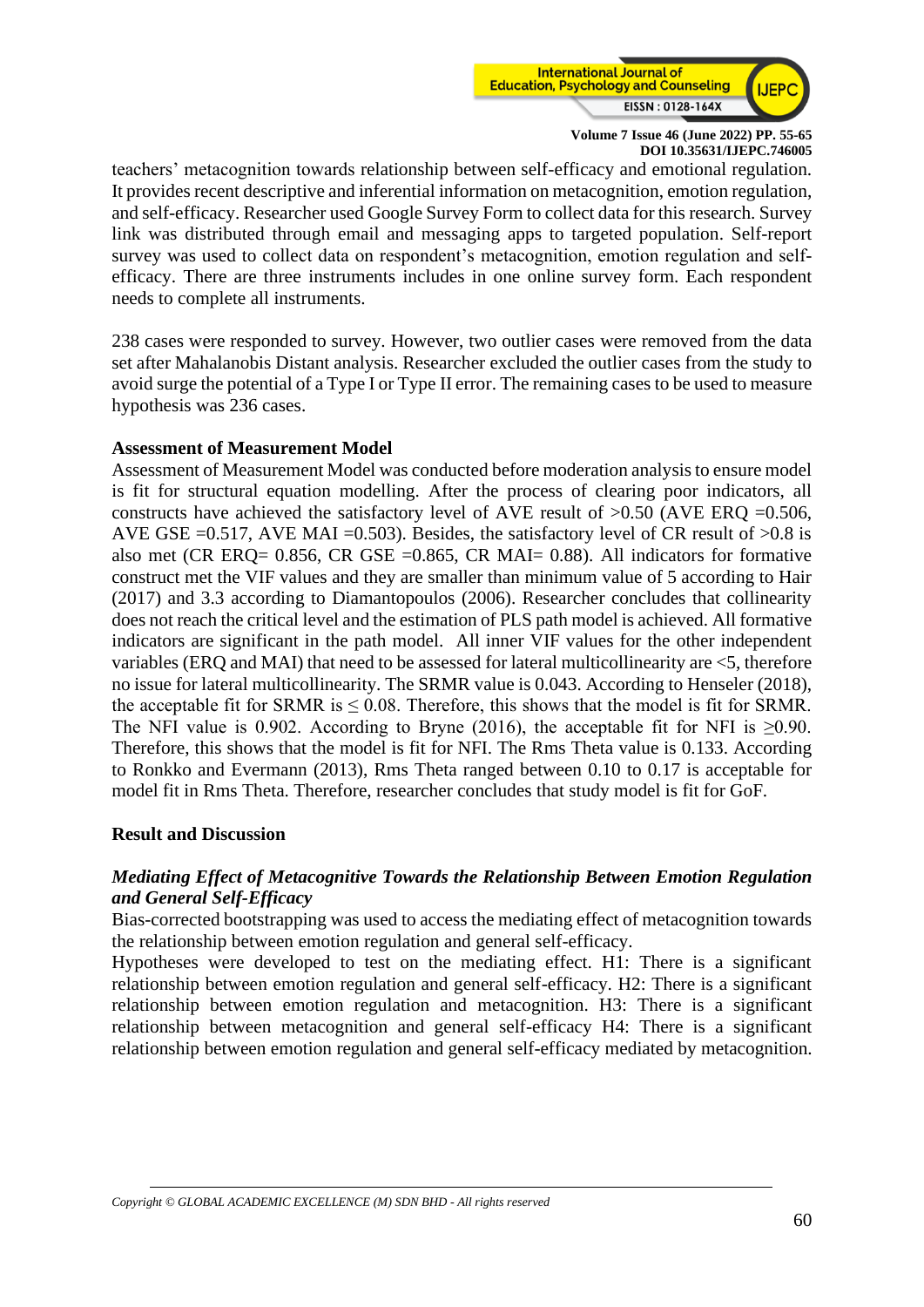teachers' metacognition towards relationship between self-efficacy and emotional regulation. It provides recent descriptive and inferential information on metacognition, emotion regulation, and self-efficacy. Researcher used Google Survey Form to collect data for this research. Survey link was distributed through email and messaging apps to targeted population. Self-report survey was used to collect data on respondent's metacognition, emotion regulation and self-efficacy. There are three instruments includes in one online survey form. Each respondent needs to complete all instruments.

238 cases were responded to survey. However, two outlier cases were removed from the data set after Mahalanobis Distant analysis. Researcher excluded the outlier cases from the study to avoid surge the potential of a Type I or Type II error. The remaining cases to be used to measure hypothesis was 236 cases.

**Assessment of Measurement Model**

Assessment of Measurement Model was conducted before moderation analysis to ensure model is fit for structural equation modelling. After the process of clearing poor indicators, all constructs have achieved the satisfactory level of AVE result of >0.50 (AVE ERQ =0.506, AVE GSE =0.517, AVE MAI =0.503). Besides, the satisfactory level of CR result of >0.8 is also met (CR ERQ= 0.856, CR GSE =0.865, CR MAI= 0.88). All indicators for formative construct met the VIF values and they are smaller than minimum value of 5 according to Hair (2017) and 3.3 according to Diamantopoulos (2006). Researcher concludes that collinearity does not reach the critical level and the estimation of PLS path model is achieved. All formative indicators are significant in the path model. All inner VIF values for the other independent variables (ERQ and MAI) that need to be assessed for lateral multicollinearity are <5, therefore no issue for lateral multicollinearity. The SRMR value is 0.043. According to Henseler (2018), the acceptable fit for SRMR is ≤ 0.08. Therefore, this shows that the model is fit for SRMR. The NFI value is 0.902. According to Bryne (2016), the acceptable fit for NFI is ≥0.90. Therefore, this shows that the model is fit for NFI. The Rms Theta value is 0.133. According to Ronkko and Evermann (2013), Rms Theta ranged between 0.10 to 0.17 is acceptable for model fit in Rms Theta. Therefore, researcher concludes that study model is fit for GoF.

## Result and Discussion

***Mediating Effect of Metacognitive Towards the Relationship Between Emotion Regulation and General Self-Efficacy***

Bias-corrected bootstrapping was used to access the mediating effect of metacognition towards the relationship between emotion regulation and general self-efficacy.

Hypotheses were developed to test on the mediating effect. H1: There is a significant relationship between emotion regulation and general self-efficacy. H2: There is a significant relationship between emotion regulation and metacognition. H3: There is a significant relationship between metacognition and general self-efficacy H4: There is a significant relationship between emotion regulation and general self-efficacy mediated by metacognition.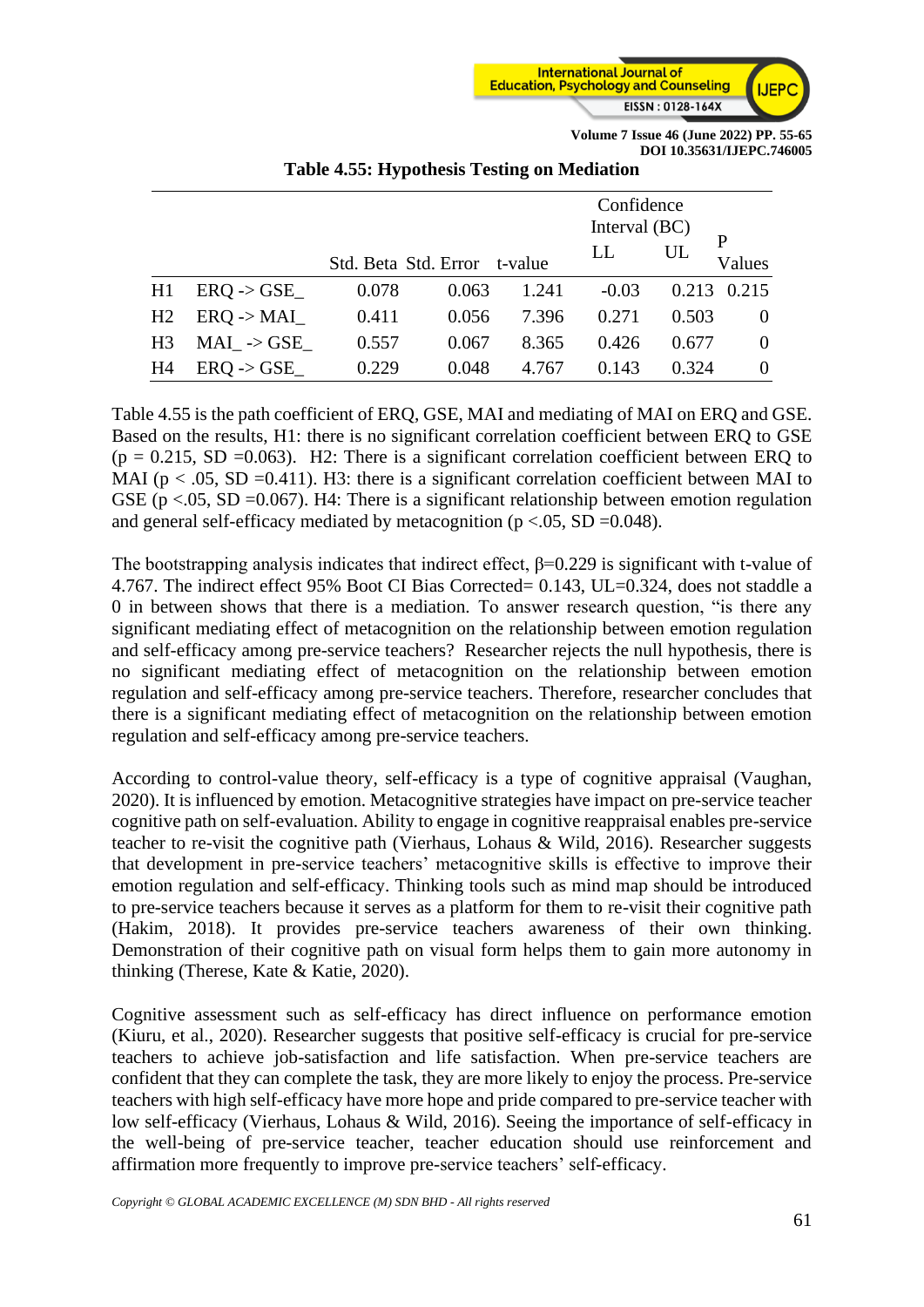**Table 4.55: Hypothesis Testing on Mediation**

| | | Std. Beta | Std. Error | t-value | Confidence Interval (BC) LL | UL | P Values |
|---|---|---|---|---|---|---|---|
| H1 | ERQ -> GSE_ | 0.078 | 0.063 | 1.241 | -0.03 | 0.213 | 0.215 |
| H2 | ERQ -> MAI_ | 0.411 | 0.056 | 7.396 | 0.271 | 0.503 | 0 |
| H3 | MAI_ -> GSE_ | 0.557 | 0.067 | 8.365 | 0.426 | 0.677 | 0 |
| H4 | ERQ -> GSE_ | 0.229 | 0.048 | 4.767 | 0.143 | 0.324 | 0 |

Table 4.55 is the path coefficient of ERQ, GSE, MAI and mediating of MAI on ERQ and GSE. Based on the results, H1: there is no significant correlation coefficient between ERQ to GSE ($p = 0.215$, SD =0.063). H2: There is a significant correlation coefficient between ERQ to MAI ($p < .05$, SD =0.411). H3: there is a significant correlation coefficient between MAI to GSE ($p <.05$, SD =0.067). H4: There is a significant relationship between emotion regulation and general self-efficacy mediated by metacognition ($p <.05$, SD =0.048).

The bootstrapping analysis indicates that indirect effect, $\beta$=0.229 is significant with t-value of 4.767. The indirect effect 95% Boot CI Bias Corrected= 0.143, UL=0.324, does not staddle a 0 in between shows that there is a mediation. To answer research question, "is there any significant mediating effect of metacognition on the relationship between emotion regulation and self-efficacy among pre-service teachers? Researcher rejects the null hypothesis, there is no significant mediating effect of metacognition on the relationship between emotion regulation and self-efficacy among pre-service teachers. Therefore, researcher concludes that there is a significant mediating effect of metacognition on the relationship between emotion regulation and self-efficacy among pre-service teachers.

According to control-value theory, self-efficacy is a type of cognitive appraisal (Vaughan, 2020). It is influenced by emotion. Metacognitive strategies have impact on pre-service teacher cognitive path on self-evaluation. Ability to engage in cognitive reappraisal enables pre-service teacher to re-visit the cognitive path (Vierhaus, Lohaus & Wild, 2016). Researcher suggests that development in pre-service teachers' metacognitive skills is effective to improve their emotion regulation and self-efficacy. Thinking tools such as mind map should be introduced to pre-service teachers because it serves as a platform for them to re-visit their cognitive path (Hakim, 2018). It provides pre-service teachers awareness of their own thinking. Demonstration of their cognitive path on visual form helps them to gain more autonomy in thinking (Therese, Kate & Katie, 2020).

Cognitive assessment such as self-efficacy has direct influence on performance emotion (Kiuru, et al., 2020). Researcher suggests that positive self-efficacy is crucial for pre-service teachers to achieve job-satisfaction and life satisfaction. When pre-service teachers are confident that they can complete the task, they are more likely to enjoy the process. Pre-service teachers with high self-efficacy have more hope and pride compared to pre-service teacher with low self-efficacy (Vierhaus, Lohaus & Wild, 2016). Seeing the importance of self-efficacy in the well-being of pre-service teacher, teacher education should use reinforcement and affirmation more frequently to improve pre-service teachers' self-efficacy.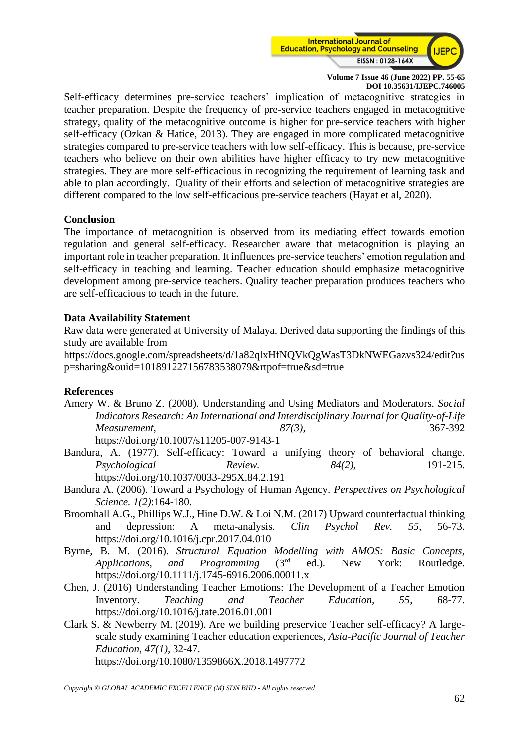Self-efficacy determines pre-service teachers' implication of metacognitive strategies in teacher preparation. Despite the frequency of pre-service teachers engaged in metacognitive strategy, quality of the metacognitive outcome is higher for pre-service teachers with higher self-efficacy (Ozkan & Hatice, 2013). They are engaged in more complicated metacognitive strategies compared to pre-service teachers with low self-efficacy. This is because, pre-service teachers who believe on their own abilities have higher efficacy to try new metacognitive strategies. They are more self-efficacious in recognizing the requirement of learning task and able to plan accordingly. Quality of their efforts and selection of metacognitive strategies are different compared to the low self-efficacious pre-service teachers (Hayat et al, 2020).

## Conclusion

The importance of metacognition is observed from its mediating effect towards emotion regulation and general self-efficacy. Researcher aware that metacognition is playing an important role in teacher preparation. It influences pre-service teachers' emotion regulation and self-efficacy in teaching and learning. Teacher education should emphasize metacognitive development among pre-service teachers. Quality teacher preparation produces teachers who are self-efficacious to teach in the future.

## Data Availability Statement

Raw data were generated at University of Malaya. Derived data supporting the findings of this study are available from https://docs.google.com/spreadsheets/d/1a82qlxHfNQVkQgWasT3DkNWEGazvs324/edit?usp=sharing&ouid=101891227156783538079&rtpof=true&sd=true

## References

Amery W. & Bruno Z. (2008). Understanding and Using Mediators and Moderators. *Social Indicators Research: An International and Interdisciplinary Journal for Quality-of-Life Measurement, 87(3),* 367-392 https://doi.org/10.1007/s11205-007-9143-1

Bandura, A. (1977). Self-efficacy: Toward a unifying theory of behavioral change. *Psychological Review. 84(2),* 191-215. https://doi.org/10.1037/0033-295X.84.2.191

Bandura A. (2006). Toward a Psychology of Human Agency. *Perspectives on Psychological Science. 1(2)*:164-180.

Broomhall A.G., Phillips W.J., Hine D.W. & Loi N.M. (2017) Upward counterfactual thinking and depression: A meta-analysis. *Clin Psychol Rev. 55,* 56-73. https://doi.org/10.1016/j.cpr.2017.04.010

Byrne, B. M. (2016). *Structural Equation Modelling with AMOS: Basic Concepts, Applications, and Programming* (3rd ed.). New York: Routledge. https://doi.org/10.1111/j.1745-6916.2006.00011.x

Chen, J. (2016) Understanding Teacher Emotions: The Development of a Teacher Emotion Inventory. *Teaching and Teacher Education, 55,* 68-77. https://doi.org/10.1016/j.tate.2016.01.001

Clark S. & Newberry M. (2019). Are we building preservice Teacher self-efficacy? A large-scale study examining Teacher education experiences, *Asia-Pacific Journal of Teacher Education, 47(1),* 32-47. https://doi.org/10.1080/1359866X.2018.1497772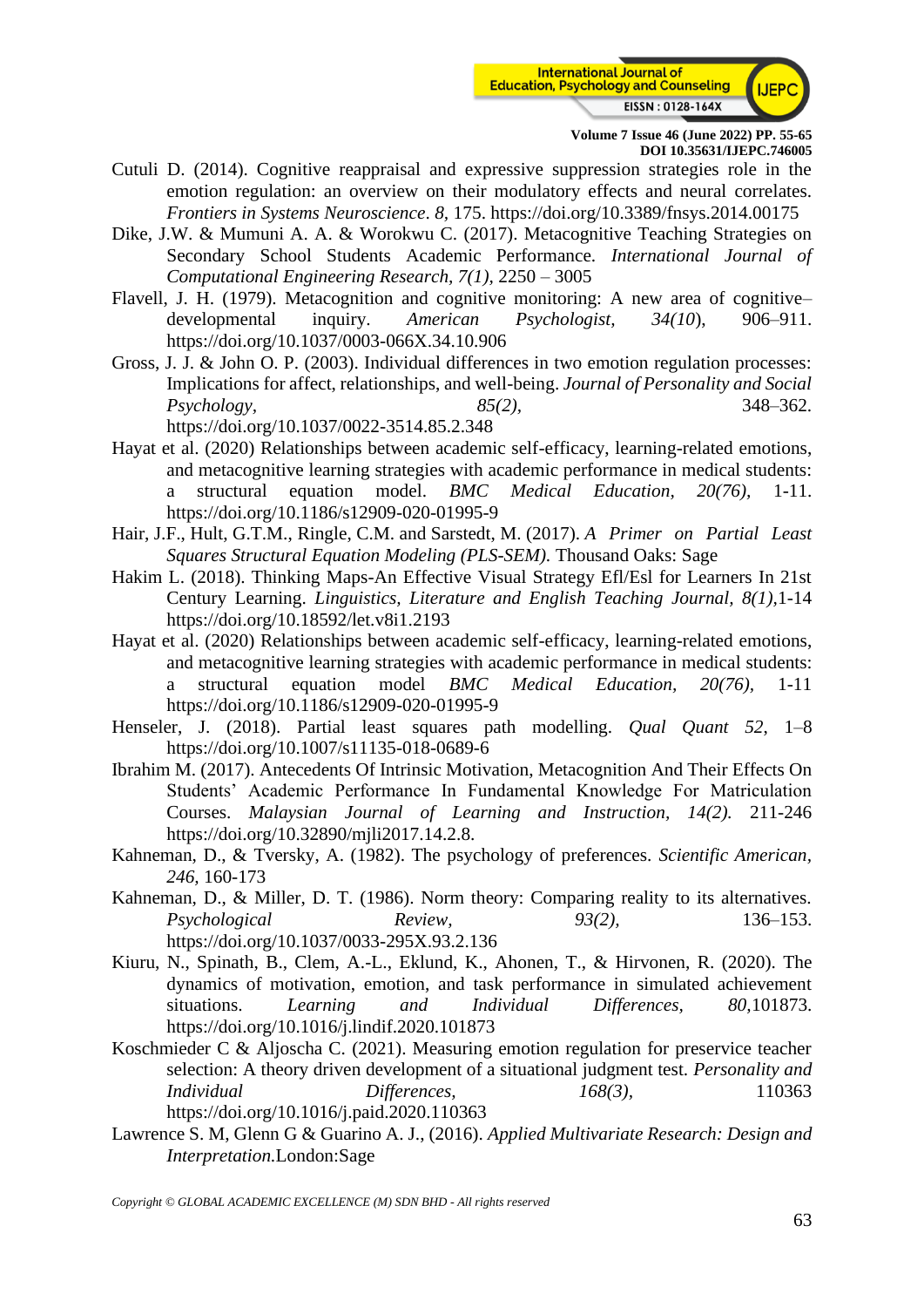Cutuli D. (2014). Cognitive reappraisal and expressive suppression strategies role in the emotion regulation: an overview on their modulatory effects and neural correlates. *Frontiers in Systems Neuroscience*. *8*, 175. https://doi.org/10.3389/fnsys.2014.00175

Dike, J.W. & Mumuni A. A. & Worokwu C. (2017). Metacognitive Teaching Strategies on Secondary School Students Academic Performance. *International Journal of Computational Engineering Research*, *7(1)*, 2250 – 3005

Flavell, J. H. (1979). Metacognition and cognitive monitoring: A new area of cognitive–developmental inquiry. *American Psychologist, 34(10*), 906–911. https://doi.org/10.1037/0003-066X.34.10.906

Gross, J. J. & John O. P. (2003). Individual differences in two emotion regulation processes: Implications for affect, relationships, and well-being. *Journal of Personality and Social Psychology*, *85(2),* 348–362. https://doi.org/10.1037/0022-3514.85.2.348

Hayat et al. (2020) Relationships between academic self-efficacy, learning-related emotions, and metacognitive learning strategies with academic performance in medical students: a structural equation model. *BMC Medical Education*, *20(76),* 1-11. https://doi.org/10.1186/s12909-020-01995-9

Hair, J.F., Hult, G.T.M., Ringle, C.M. and Sarstedt, M. (2017). *A Primer on Partial Least Squares Structural Equation Modeling (PLS-SEM).* Thousand Oaks: Sage

Hakim L. (2018). Thinking Maps-An Effective Visual Strategy Efl/Esl for Learners In 21st Century Learning. *Linguistics, Literature and English Teaching Journal*, *8(1)*,1-14 https://doi.org/10.18592/let.v8i1.2193

Hayat et al. (2020) Relationships between academic self-efficacy, learning-related emotions, and metacognitive learning strategies with academic performance in medical students: a structural equation model *BMC Medical Education*, *20(76)*, 1-11 https://doi.org/10.1186/s12909-020-01995-9

Henseler, J. (2018). Partial least squares path modelling. *Qual Quant 52*, 1–8 https://doi.org/10.1007/s11135-018-0689-6

Ibrahim M. (2017). Antecedents Of Intrinsic Motivation, Metacognition And Their Effects On Students' Academic Performance In Fundamental Knowledge For Matriculation Courses. *Malaysian Journal of Learning and Instruction*, *14(2).* 211-246 https://doi.org/10.32890/mjli2017.14.2.8.

Kahneman, D., & Tversky, A. (1982). The psychology of preferences. *Scientific American*, *246*, 160-173

Kahneman, D., & Miller, D. T. (1986). Norm theory: Comparing reality to its alternatives. *Psychological Review*, *93(2),* 136–153. https://doi.org/10.1037/0033-295X.93.2.136

Kiuru, N., Spinath, B., Clem, A.-L., Eklund, K., Ahonen, T., & Hirvonen, R. (2020). The dynamics of motivation, emotion, and task performance in simulated achievement situations. *Learning and Individual Differences*, *80*,101873. https://doi.org/10.1016/j.lindif.2020.101873

Koschmieder C & Aljoscha C. (2021). Measuring emotion regulation for preservice teacher selection: A theory driven development of a situational judgment test. *Personality and Individual Differences*, *168(3)*, 110363 https://doi.org/10.1016/j.paid.2020.110363

Lawrence S. M, Glenn G & Guarino A. J., (2016). *Applied Multivariate Research: Design and Interpretation.*London:Sage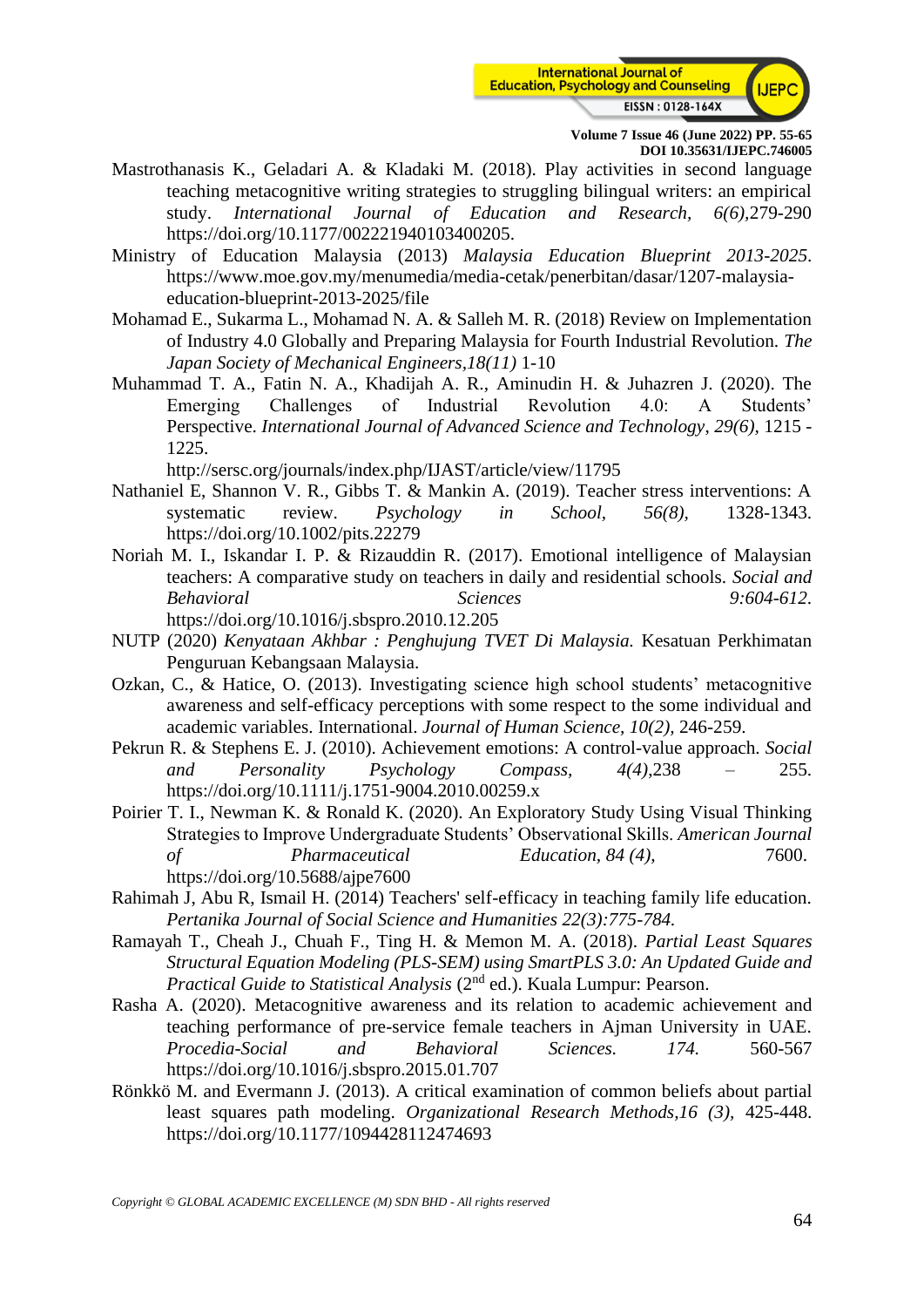Mastrothanasis K., Geladari A. & Kladaki M. (2018). Play activities in second language teaching metacognitive writing strategies to struggling bilingual writers: an empirical study. *International Journal of Education and Research, 6(6)*,279-290 https://doi.org/10.1177/002221940103400205.

Ministry of Education Malaysia (2013) *Malaysia Education Blueprint 2013-2025*. https://www.moe.gov.my/menumedia/media-cetak/penerbitan/dasar/1207-malaysia-education-blueprint-2013-2025/file

Mohamad E., Sukarma L., Mohamad N. A. & Salleh M. R. (2018) Review on Implementation of Industry 4.0 Globally and Preparing Malaysia for Fourth Industrial Revolution. *The Japan Society of Mechanical Engineers,18(11)* 1-10

Muhammad T. A., Fatin N. A., Khadijah A. R., Aminudin H. & Juhazren J. (2020). The Emerging Challenges of Industrial Revolution 4.0: A Students' Perspective. *International Journal of Advanced Science and Technology*, *29(6)*, 1215 - 1225.
http://sersc.org/journals/index.php/IJAST/article/view/11795

Nathaniel E, Shannon V. R., Gibbs T. & Mankin A. (2019). Teacher stress interventions: A systematic review. *Psychology in School, 56(8)*, 1328-1343. https://doi.org/10.1002/pits.22279

Noriah M. I., Iskandar I. P. & Rizauddin R. (2017). Emotional intelligence of Malaysian teachers: A comparative study on teachers in daily and residential schools. *Social and Behavioral Sciences 9:604-612*. https://doi.org/10.1016/j.sbspro.2010.12.205

NUTP (2020) *Kenyataan Akhbar : Penghujung TVET Di Malaysia.* Kesatuan Perkhimatan Penguruan Kebangsaan Malaysia.

Ozkan, C., & Hatice, O. (2013). Investigating science high school students' metacognitive awareness and self-efficacy perceptions with some respect to the some individual and academic variables. International. *Journal of Human Science, 10(2)*, 246-259.

Pekrun R. & Stephens E. J. (2010). Achievement emotions: A control-value approach. *Social and Personality Psychology Compass, 4(4)*,238 – 255. https://doi.org/10.1111/j.1751-9004.2010.00259.x

Poirier T. I., Newman K. & Ronald K. (2020). An Exploratory Study Using Visual Thinking Strategies to Improve Undergraduate Students' Observational Skills. *American Journal of Pharmaceutical Education, 84 (4)*, 7600. https://doi.org/10.5688/ajpe7600

Rahimah J, Abu R, Ismail H. (2014) Teachers' self-efficacy in teaching family life education. *Pertanika Journal of Social Science and Humanities 22(3):775-784.*

Ramayah T., Cheah J., Chuah F., Ting H. & Memon M. A. (2018). *Partial Least Squares Structural Equation Modeling (PLS-SEM) using SmartPLS 3.0: An Updated Guide and Practical Guide to Statistical Analysis* (2nd ed.). Kuala Lumpur: Pearson.

Rasha A. (2020). Metacognitive awareness and its relation to academic achievement and teaching performance of pre-service female teachers in Ajman University in UAE. *Procedia-Social and Behavioral Sciences. 174.* 560-567 https://doi.org/10.1016/j.sbspro.2015.01.707

Rönkkö M. and Evermann J. (2013). A critical examination of common beliefs about partial least squares path modeling. *Organizational Research Methods,16 (3)*, 425-448. https://doi.org/10.1177/1094428112474693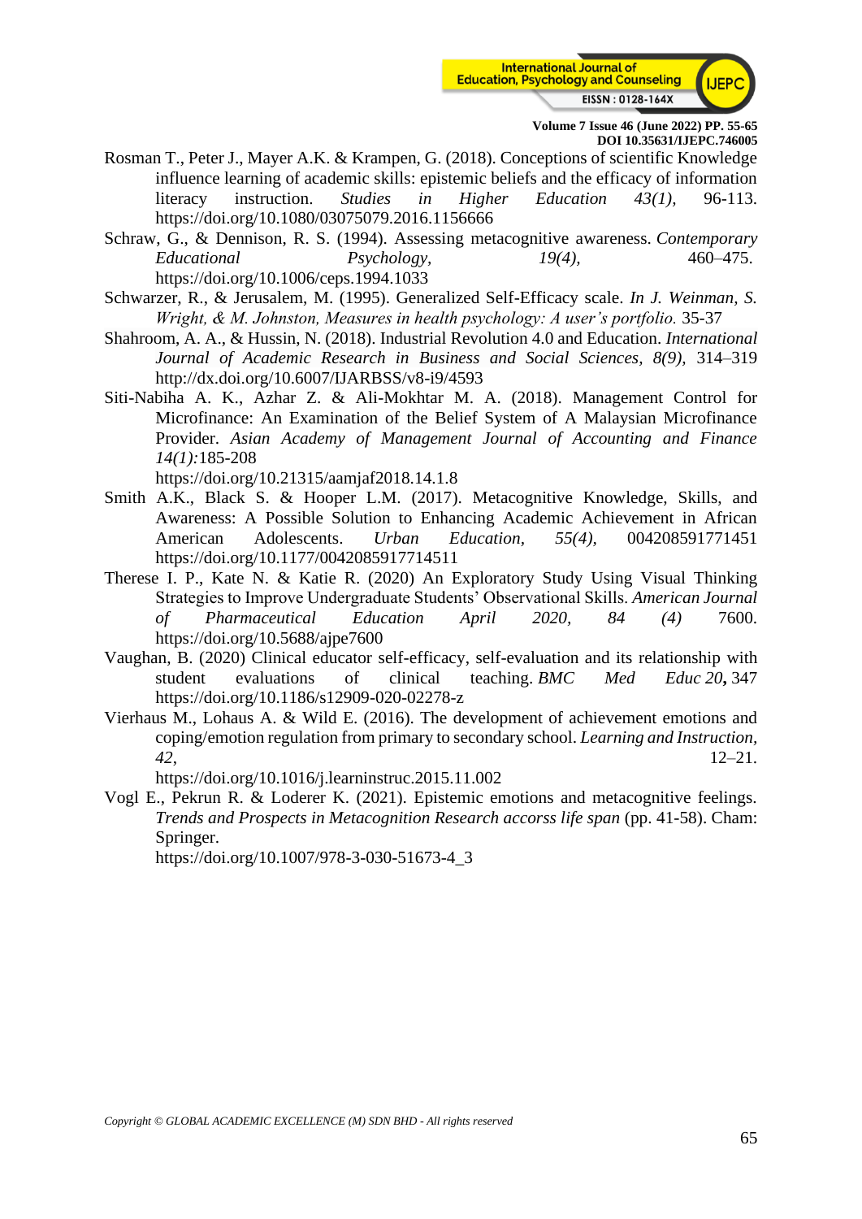Rosman T., Peter J., Mayer A.K. & Krampen, G. (2018). Conceptions of scientific Knowledge influence learning of academic skills: epistemic beliefs and the efficacy of information literacy instruction. *Studies in Higher Education 43(1),* 96-113. https://doi.org/10.1080/03075079.2016.1156666

Schraw, G., & Dennison, R. S. (1994). Assessing metacognitive awareness. *Contemporary Educational Psychology, 19(4),* 460–475. https://doi.org/10.1006/ceps.1994.1033

Schwarzer, R., & Jerusalem, M. (1995). Generalized Self-Efficacy scale. *In J. Weinman, S. Wright, & M. Johnston, Measures in health psychology: A user's portfolio.* 35-37

Shahroom, A. A., & Hussin, N. (2018). Industrial Revolution 4.0 and Education. *International Journal of Academic Research in Business and Social Sciences, 8(9),* 314–319 http://dx.doi.org/10.6007/IJARBSS/v8-i9/4593

Siti-Nabiha A. K., Azhar Z. & Ali-Mokhtar M. A. (2018). Management Control for Microfinance: An Examination of the Belief System of A Malaysian Microfinance Provider. *Asian Academy of Management Journal of Accounting and Finance 14(1):*185-208
https://doi.org/10.21315/aamjaf2018.14.1.8

Smith A.K., Black S. & Hooper L.M. (2017). Metacognitive Knowledge, Skills, and Awareness: A Possible Solution to Enhancing Academic Achievement in African American Adolescents. *Urban Education, 55(4),* 004208591771451 https://doi.org/10.1177/0042085917714511

Therese I. P., Kate N. & Katie R. (2020) An Exploratory Study Using Visual Thinking Strategies to Improve Undergraduate Students' Observational Skills. *American Journal of Pharmaceutical Education April 2020, 84 (4)* 7600. https://doi.org/10.5688/ajpe7600

Vaughan, B. (2020) Clinical educator self-efficacy, self-evaluation and its relationship with student evaluations of clinical teaching. *BMC Med Educ 20***,** 347 https://doi.org/10.1186/s12909-020-02278-z

Vierhaus M., Lohaus A. & Wild E. (2016). The development of achievement emotions and coping/emotion regulation from primary to secondary school. *Learning and Instruction, 42,* 12–21.
https://doi.org/10.1016/j.learninstruc.2015.11.002

Vogl E., Pekrun R. & Loderer K. (2021). Epistemic emotions and metacognitive feelings. *Trends and Prospects in Metacognition Research accorss life span* (pp. 41-58). Cham: Springer.
https://doi.org/10.1007/978-3-030-51673-4_3